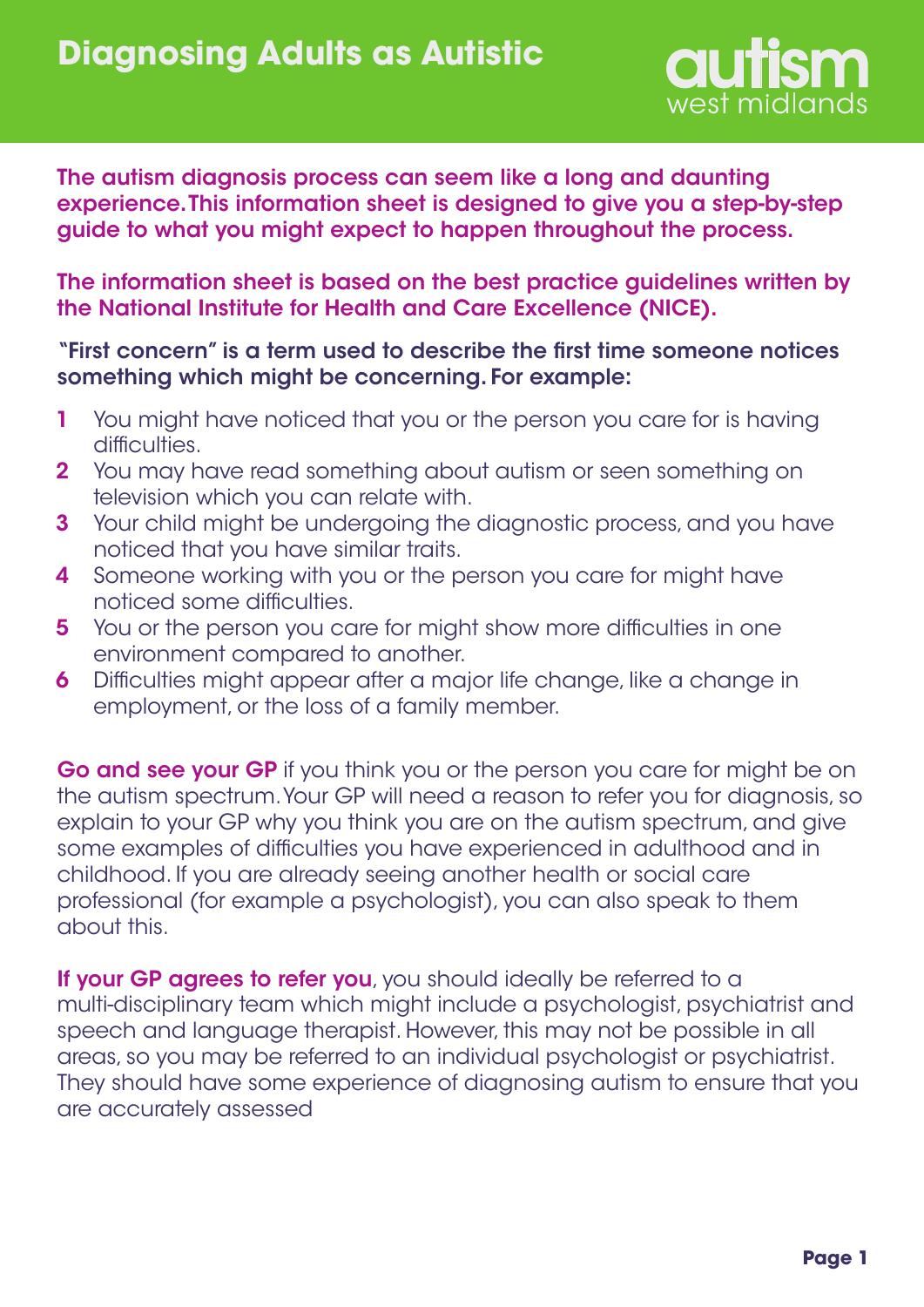# Diagnosing Adults as Autistic

autism west midlands

**The autism diagnosis process can seem like a long and daunting experience. This information sheet is designed to give you a step-by-step guide to what you might expect to happen throughout the process.**

**The information sheet is based on the best practice guidelines written by the National Institute for Health and Care Excellence (NICE).**

**"First concern" is a term used to describe the first time someone notices something which might be concerning. For example:**

1. You might have noticed that you or the person you care for is having difficulties.
2. You may have read something about autism or seen something on television which you can relate with.
3. Your child might be undergoing the diagnostic process, and you have noticed that you have similar traits.
4. Someone working with you or the person you care for might have noticed some difficulties.
5. You or the person you care for might show more difficulties in one environment compared to another.
6. Difficulties might appear after a major life change, like a change in employment, or the loss of a family member.

**Go and see your GP** if you think you or the person you care for might be on the autism spectrum. Your GP will need a reason to refer you for diagnosis, so explain to your GP why you think you are on the autism spectrum, and give some examples of difficulties you have experienced in adulthood and in childhood. If you are already seeing another health or social care professional (for example a psychologist), you can also speak to them about this.

**If your GP agrees to refer you**, you should ideally be referred to a multi-disciplinary team which might include a psychologist, psychiatrist and speech and language therapist. However, this may not be possible in all areas, so you may be referred to an individual psychologist or psychiatrist. They should have some experience of diagnosing autism to ensure that you are accurately assessed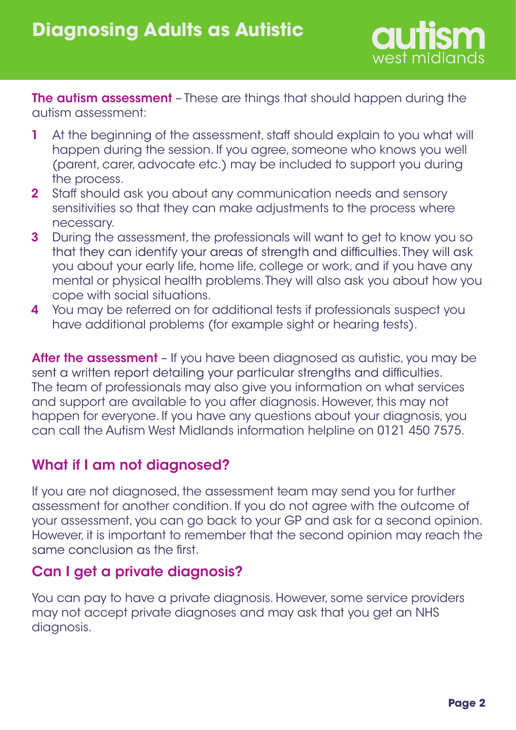**The autism assessment** – These are things that should happen during the autism assessment:

1. At the beginning of the assessment, staff should explain to you what will happen during the session. If you agree, someone who knows you well (parent, carer, advocate etc.) may be included to support you during the process.
2. Staff should ask you about any communication needs and sensory sensitivities so that they can make adjustments to the process where necessary.
3. During the assessment, the professionals will want to get to know you so that they can identify your areas of strength and difficulties. They will ask you about your early life, home life, college or work, and if you have any mental or physical health problems. They will also ask you about how you cope with social situations.
4. You may be referred on for additional tests if professionals suspect you have additional problems (for example sight or hearing tests).

**After the assessment** – If you have been diagnosed as autistic, you may be sent a written report detailing your particular strengths and difficulties. The team of professionals may also give you information on what services and support are available to you after diagnosis. However, this may not happen for everyone. If you have any questions about your diagnosis, you can call the Autism West Midlands information helpline on 0121 450 7575.

## What if I am not diagnosed?

If you are not diagnosed, the assessment team may send you for further assessment for another condition. If you do not agree with the outcome of your assessment, you can go back to your GP and ask for a second opinion. However, it is important to remember that the second opinion may reach the same conclusion as the first.

## Can I get a private diagnosis?

You can pay to have a private diagnosis. However, some service providers may not accept private diagnoses and may ask that you get an NHS diagnosis.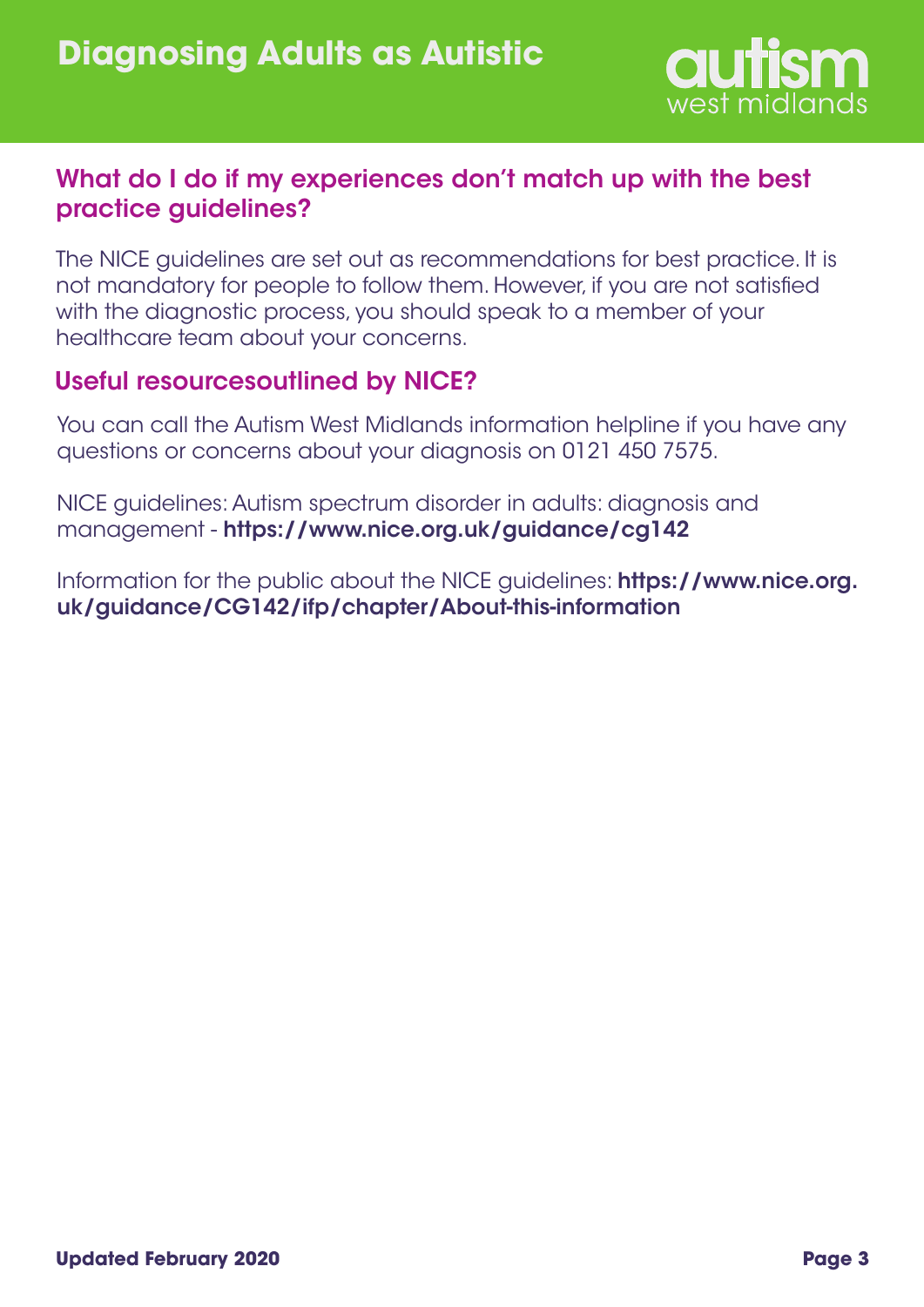## What do I do if my experiences don't match up with the best practice guidelines?

The NICE guidelines are set out as recommendations for best practice. It is not mandatory for people to follow them. However, if you are not satisfied with the diagnostic process, you should speak to a member of your healthcare team about your concerns.

## Useful resourcesoutlined by NICE?

You can call the Autism West Midlands information helpline if you have any questions or concerns about your diagnosis on 0121 450 7575.

NICE guidelines: Autism spectrum disorder in adults: diagnosis and management - **https://www.nice.org.uk/guidance/cg142**

Information for the public about the NICE guidelines: **https://www.nice.org.uk/guidance/CG142/ifp/chapter/About-this-information**

**Updated February 2020**